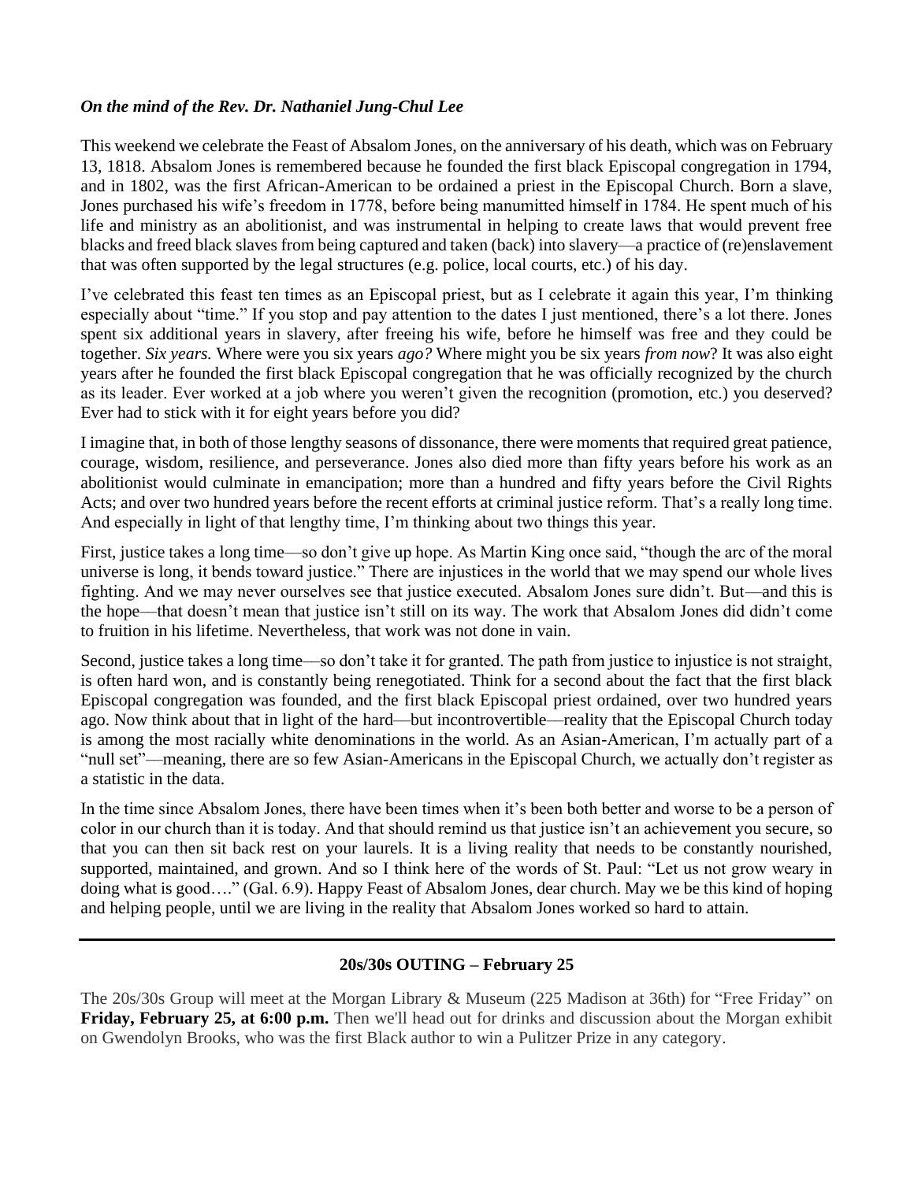***On the mind of the Rev. Dr. Nathaniel Jung-Chul Lee***

This weekend we celebrate the Feast of Absalom Jones, on the anniversary of his death, which was on February 13, 1818. Absalom Jones is remembered because he founded the first black Episcopal congregation in 1794, and in 1802, was the first African-American to be ordained a priest in the Episcopal Church. Born a slave, Jones purchased his wife's freedom in 1778, before being manumitted himself in 1784. He spent much of his life and ministry as an abolitionist, and was instrumental in helping to create laws that would prevent free blacks and freed black slaves from being captured and taken (back) into slavery—a practice of (re)enslavement that was often supported by the legal structures (e.g. police, local courts, etc.) of his day.

I've celebrated this feast ten times as an Episcopal priest, but as I celebrate it again this year, I'm thinking especially about "time." If you stop and pay attention to the dates I just mentioned, there's a lot there. Jones spent six additional years in slavery, after freeing his wife, before he himself was free and they could be together. *Six years.* Where were you six years *ago?* Where might you be six years *from now*? It was also eight years after he founded the first black Episcopal congregation that he was officially recognized by the church as its leader. Ever worked at a job where you weren't given the recognition (promotion, etc.) you deserved? Ever had to stick with it for eight years before you did?

I imagine that, in both of those lengthy seasons of dissonance, there were moments that required great patience, courage, wisdom, resilience, and perseverance. Jones also died more than fifty years before his work as an abolitionist would culminate in emancipation; more than a hundred and fifty years before the Civil Rights Acts; and over two hundred years before the recent efforts at criminal justice reform. That's a really long time. And especially in light of that lengthy time, I'm thinking about two things this year.

First, justice takes a long time—so don't give up hope. As Martin King once said, "though the arc of the moral universe is long, it bends toward justice." There are injustices in the world that we may spend our whole lives fighting. And we may never ourselves see that justice executed. Absalom Jones sure didn't. But—and this is the hope—that doesn't mean that justice isn't still on its way. The work that Absalom Jones did didn't come to fruition in his lifetime. Nevertheless, that work was not done in vain.

Second, justice takes a long time—so don't take it for granted. The path from justice to injustice is not straight, is often hard won, and is constantly being renegotiated. Think for a second about the fact that the first black Episcopal congregation was founded, and the first black Episcopal priest ordained, over two hundred years ago. Now think about that in light of the hard—but incontrovertible—reality that the Episcopal Church today is among the most racially white denominations in the world. As an Asian-American, I'm actually part of a "null set"—meaning, there are so few Asian-Americans in the Episcopal Church, we actually don't register as a statistic in the data.

In the time since Absalom Jones, there have been times when it's been both better and worse to be a person of color in our church than it is today. And that should remind us that justice isn't an achievement you secure, so that you can then sit back rest on your laurels. It is a living reality that needs to be constantly nourished, supported, maintained, and grown. And so I think here of the words of St. Paul: "Let us not grow weary in doing what is good…." (Gal. 6.9). Happy Feast of Absalom Jones, dear church. May we be this kind of hoping and helping people, until we are living in the reality that Absalom Jones worked so hard to attain.

---

## 20s/30s OUTING – February 25

The 20s/30s Group will meet at the Morgan Library & Museum (225 Madison at 36th) for "Free Friday" on **Friday, February 25, at 6:00 p.m.** Then we'll head out for drinks and discussion about the Morgan exhibit on Gwendolyn Brooks, who was the first Black author to win a Pulitzer Prize in any category.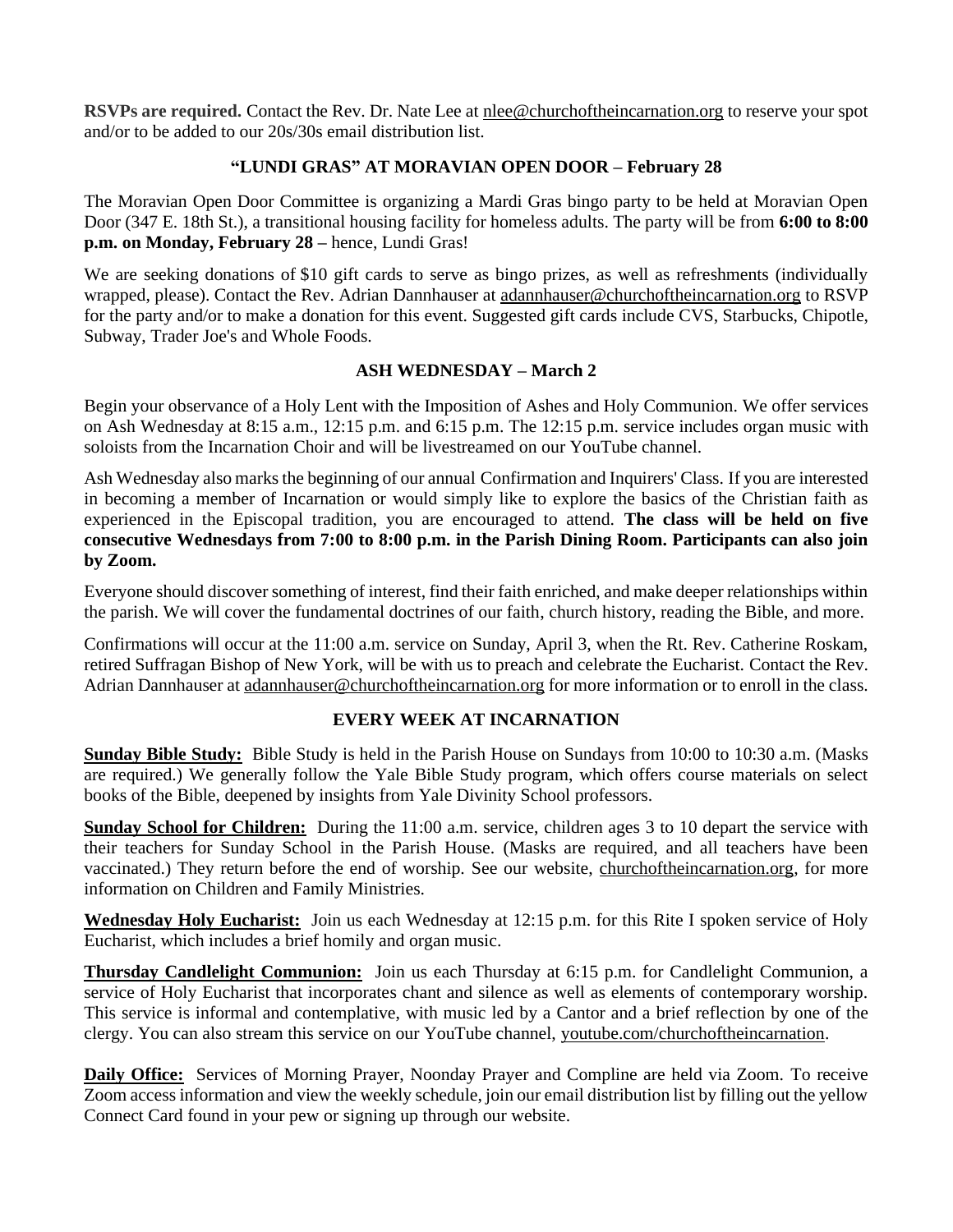**RSVPs are required.** Contact the Rev. Dr. Nate Lee at nlee@churchoftheincarnation.org to reserve your spot and/or to be added to our 20s/30s email distribution list.

## "LUNDI GRAS" AT MORAVIAN OPEN DOOR – February 28

The Moravian Open Door Committee is organizing a Mardi Gras bingo party to be held at Moravian Open Door (347 E. 18th St.), a transitional housing facility for homeless adults. The party will be from **6:00 to 8:00 p.m. on Monday, February 28 –** hence, Lundi Gras!

We are seeking donations of $10 gift cards to serve as bingo prizes, as well as refreshments (individually wrapped, please). Contact the Rev. Adrian Dannhauser at adannhauser@churchoftheincarnation.org to RSVP for the party and/or to make a donation for this event. Suggested gift cards include CVS, Starbucks, Chipotle, Subway, Trader Joe's and Whole Foods.

## ASH WEDNESDAY – March 2

Begin your observance of a Holy Lent with the Imposition of Ashes and Holy Communion. We offer services on Ash Wednesday at 8:15 a.m., 12:15 p.m. and 6:15 p.m. The 12:15 p.m. service includes organ music with soloists from the Incarnation Choir and will be livestreamed on our YouTube channel.

Ash Wednesday also marks the beginning of our annual Confirmation and Inquirers' Class. If you are interested in becoming a member of Incarnation or would simply like to explore the basics of the Christian faith as experienced in the Episcopal tradition, you are encouraged to attend. **The class will be held on five consecutive Wednesdays from 7:00 to 8:00 p.m. in the Parish Dining Room. Participants can also join by Zoom.**

Everyone should discover something of interest, find their faith enriched, and make deeper relationships within the parish. We will cover the fundamental doctrines of our faith, church history, reading the Bible, and more.

Confirmations will occur at the 11:00 a.m. service on Sunday, April 3, when the Rt. Rev. Catherine Roskam, retired Suffragan Bishop of New York, will be with us to preach and celebrate the Eucharist. Contact the Rev. Adrian Dannhauser at adannhauser@churchoftheincarnation.org for more information or to enroll in the class.

## EVERY WEEK AT INCARNATION

**Sunday Bible Study:** Bible Study is held in the Parish House on Sundays from 10:00 to 10:30 a.m. (Masks are required.) We generally follow the Yale Bible Study program, which offers course materials on select books of the Bible, deepened by insights from Yale Divinity School professors.

**Sunday School for Children:** During the 11:00 a.m. service, children ages 3 to 10 depart the service with their teachers for Sunday School in the Parish House. (Masks are required, and all teachers have been vaccinated.) They return before the end of worship. See our website, churchoftheincarnation.org, for more information on Children and Family Ministries.

**Wednesday Holy Eucharist:** Join us each Wednesday at 12:15 p.m. for this Rite I spoken service of Holy Eucharist, which includes a brief homily and organ music.

**Thursday Candlelight Communion:** Join us each Thursday at 6:15 p.m. for Candlelight Communion, a service of Holy Eucharist that incorporates chant and silence as well as elements of contemporary worship. This service is informal and contemplative, with music led by a Cantor and a brief reflection by one of the clergy. You can also stream this service on our YouTube channel, youtube.com/churchoftheincarnation.

**Daily Office:** Services of Morning Prayer, Noonday Prayer and Compline are held via Zoom. To receive Zoom access information and view the weekly schedule, join our email distribution list by filling out the yellow Connect Card found in your pew or signing up through our website.